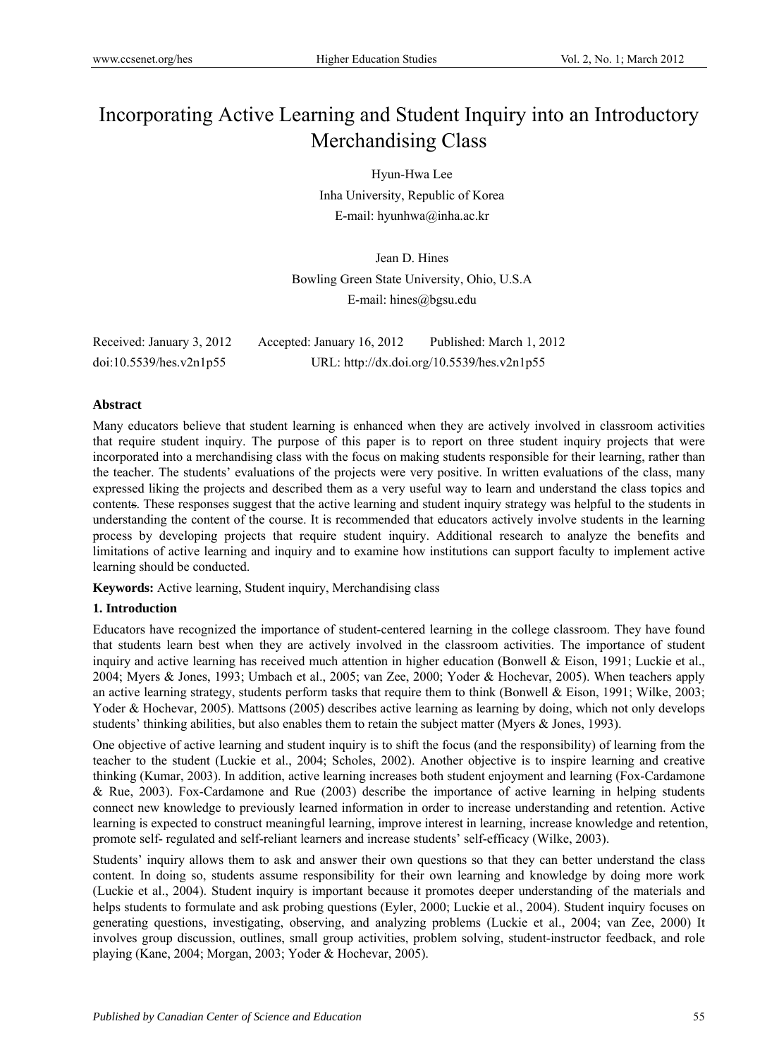# Incorporating Active Learning and Student Inquiry into an Introductory Merchandising Class

Hyun-Hwa Lee

Inha University, Republic of Korea

E-mail: hyunhwa@inha.ac.kr

Jean D. Hines

Bowling Green State University, Ohio, U.S.A

E-mail: hines@bgsu.edu

Received: January 3, 2012 Accepted: January 16, 2012 Published: March 1, 2012

doi:10.5539/hes.v2n1p55 URL: http://dx.doi.org/10.5539/hes.v2n1p55

## Abstract

Many educators believe that student learning is enhanced when they are actively involved in classroom activities that require student inquiry. The purpose of this paper is to report on three student inquiry projects that were incorporated into a merchandising class with the focus on making students responsible for their learning, rather than the teacher. The students' evaluations of the projects were very positive. In written evaluations of the class, many expressed liking the projects and described them as a very useful way to learn and understand the class topics and contents. These responses suggest that the active learning and student inquiry strategy was helpful to the students in understanding the content of the course. It is recommended that educators actively involve students in the learning process by developing projects that require student inquiry. Additional research to analyze the benefits and limitations of active learning and inquiry and to examine how institutions can support faculty to implement active learning should be conducted.

**Keywords:** Active learning, Student inquiry, Merchandising class

## 1. Introduction

Educators have recognized the importance of student-centered learning in the college classroom. They have found that students learn best when they are actively involved in the classroom activities. The importance of student inquiry and active learning has received much attention in higher education (Bonwell & Eison, 1991; Luckie et al., 2004; Myers & Jones, 1993; Umbach et al., 2005; van Zee, 2000; Yoder & Hochevar, 2005). When teachers apply an active learning strategy, students perform tasks that require them to think (Bonwell & Eison, 1991; Wilke, 2003; Yoder & Hochevar, 2005). Mattsons (2005) describes active learning as learning by doing, which not only develops students' thinking abilities, but also enables them to retain the subject matter (Myers & Jones, 1993).

One objective of active learning and student inquiry is to shift the focus (and the responsibility) of learning from the teacher to the student (Luckie et al., 2004; Scholes, 2002). Another objective is to inspire learning and creative thinking (Kumar, 2003). In addition, active learning increases both student enjoyment and learning (Fox-Cardamone & Rue, 2003). Fox-Cardamone and Rue (2003) describe the importance of active learning in helping students connect new knowledge to previously learned information in order to increase understanding and retention. Active learning is expected to construct meaningful learning, improve interest in learning, increase knowledge and retention, promote self- regulated and self-reliant learners and increase students' self-efficacy (Wilke, 2003).

Students' inquiry allows them to ask and answer their own questions so that they can better understand the class content. In doing so, students assume responsibility for their own learning and knowledge by doing more work (Luckie et al., 2004). Student inquiry is important because it promotes deeper understanding of the materials and helps students to formulate and ask probing questions (Eyler, 2000; Luckie et al., 2004). Student inquiry focuses on generating questions, investigating, observing, and analyzing problems (Luckie et al., 2004; van Zee, 2000) It involves group discussion, outlines, small group activities, problem solving, student-instructor feedback, and role playing (Kane, 2004; Morgan, 2003; Yoder & Hochevar, 2005).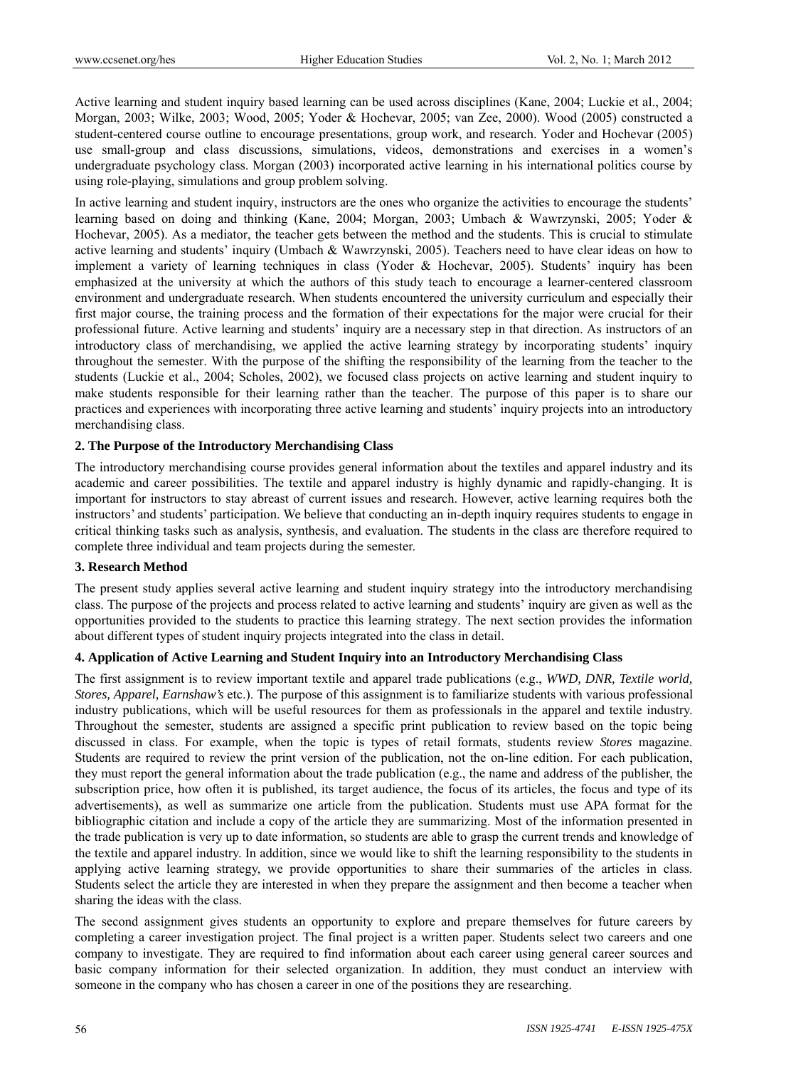Active learning and student inquiry based learning can be used across disciplines (Kane, 2004; Luckie et al., 2004; Morgan, 2003; Wilke, 2003; Wood, 2005; Yoder & Hochevar, 2005; van Zee, 2000). Wood (2005) constructed a student-centered course outline to encourage presentations, group work, and research. Yoder and Hochevar (2005) use small-group and class discussions, simulations, videos, demonstrations and exercises in a women's undergraduate psychology class. Morgan (2003) incorporated active learning in his international politics course by using role-playing, simulations and group problem solving.

In active learning and student inquiry, instructors are the ones who organize the activities to encourage the students' learning based on doing and thinking (Kane, 2004; Morgan, 2003; Umbach & Wawrzynski, 2005; Yoder & Hochevar, 2005). As a mediator, the teacher gets between the method and the students. This is crucial to stimulate active learning and students' inquiry (Umbach & Wawrzynski, 2005). Teachers need to have clear ideas on how to implement a variety of learning techniques in class (Yoder & Hochevar, 2005). Students' inquiry has been emphasized at the university at which the authors of this study teach to encourage a learner-centered classroom environment and undergraduate research. When students encountered the university curriculum and especially their first major course, the training process and the formation of their expectations for the major were crucial for their professional future. Active learning and students' inquiry are a necessary step in that direction. As instructors of an introductory class of merchandising, we applied the active learning strategy by incorporating students' inquiry throughout the semester. With the purpose of the shifting the responsibility of the learning from the teacher to the students (Luckie et al., 2004; Scholes, 2002), we focused class projects on active learning and student inquiry to make students responsible for their learning rather than the teacher. The purpose of this paper is to share our practices and experiences with incorporating three active learning and students' inquiry projects into an introductory merchandising class.

## 2. The Purpose of the Introductory Merchandising Class

The introductory merchandising course provides general information about the textiles and apparel industry and its academic and career possibilities. The textile and apparel industry is highly dynamic and rapidly-changing. It is important for instructors to stay abreast of current issues and research. However, active learning requires both the instructors' and students' participation. We believe that conducting an in-depth inquiry requires students to engage in critical thinking tasks such as analysis, synthesis, and evaluation. The students in the class are therefore required to complete three individual and team projects during the semester.

## 3. Research Method

The present study applies several active learnings and student inquiry strategy into the introductory merchandising class. The purpose of the projects and process related to active learning and students' inquiry are given as well as the opportunities provided to the students to practice this learning strategy. The next section provides the information about different types of student inquiry projects integrated into the class in detail.

## 4. Application of Active Learning and Student Inquiry into an Introductory Merchandising Class

The first assignment is to review important textile and apparel trade publications (e.g., *WWD, DNR, Textile world, Stores, Apparel, Earnshaw's* etc.). The purpose of this assignment is to familiarize students with various professional industry publications, which will be useful resources for them as professionals in the apparel and textile industry. Throughout the semester, students are assigned a specific print publication to review based on the topic being discussed in class. For example, when the topic is types of retail formats, students review *Stores* magazine. Students are required to review the print version of the publication, not the on-line edition. For each publication, they must report the general information about the trade publication (e.g., the name and address of the publisher, the subscription price, how often it is published, its target audience, the focus of its articles, the focus and type of its advertisements), as well as summarize one article from the publication. Students must use APA format for the bibliographic citation and include a copy of the article they are summarizing. Most of the information presented in the trade publication is very up to date information, so students are able to grasp the current trends and knowledge of the textile and apparel industry. In addition, since we would like to shift the learning responsibility to the students in applying active learning strategy, we provide opportunities to share their summaries of the articles in class. Students select the article they are interested in when they prepare the assignment and then become a teacher when sharing the ideas with the class.

The second assignment gives students an opportunity to explore and prepare themselves for future careers by completing a career investigation project. The final project is a written paper. Students select two careers and one company to investigate. They are required to find information about each career using general career sources and basic company information for their selected organization. In addition, they must conduct an interview with someone in the company who has chosen a career in one of the positions they are researching.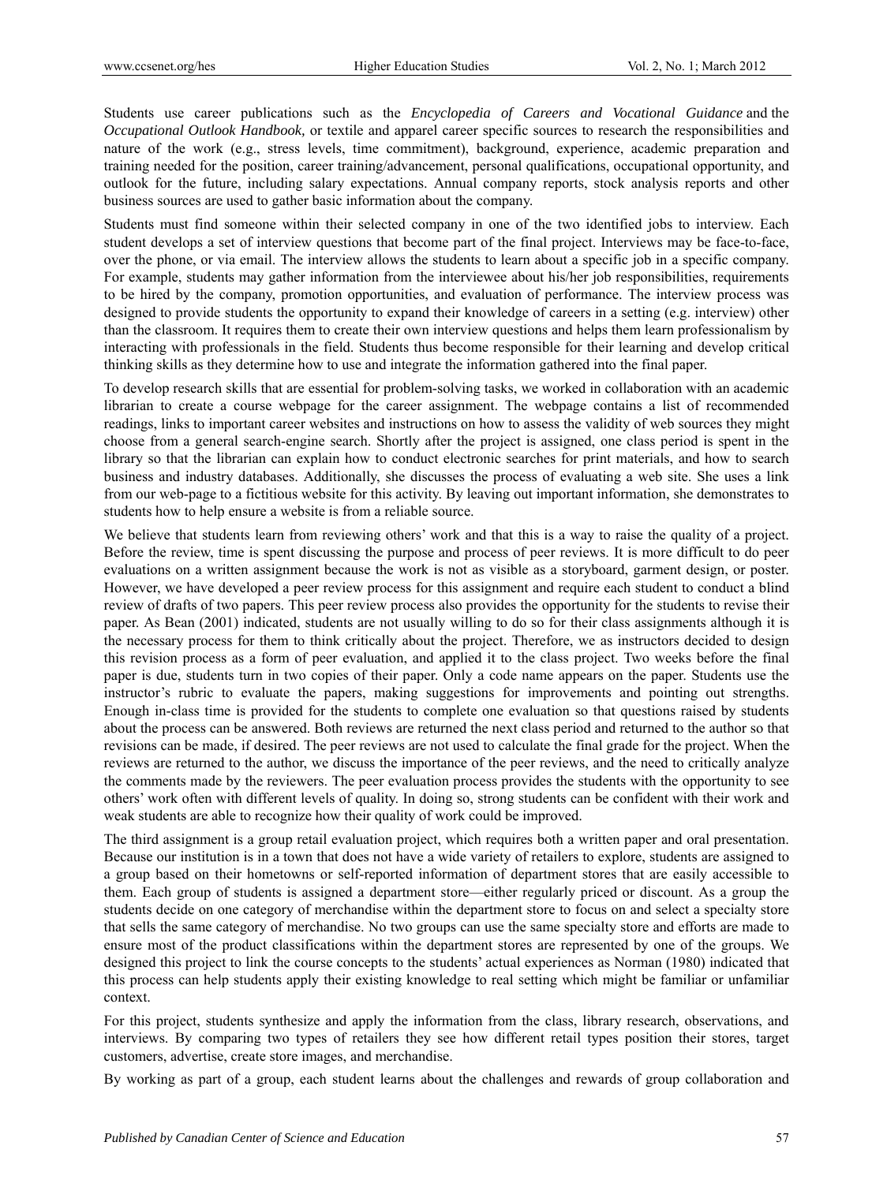Students use career publications such as the *Encyclopedia of Careers and Vocational Guidance* and the *Occupational Outlook Handbook,* or textile and apparel career specific sources to research the responsibilities and nature of the work (e.g., stress levels, time commitment), background, experience, academic preparation and training needed for the position, career training/advancement, personal qualifications, occupational opportunity, and outlook for the future, including salary expectations. Annual company reports, stock analysis reports and other business sources are used to gather basic information about the company.

Students must find someone within their selected company in one of the two identified jobs to interview. Each student develops a set of interview questions that become part of the final project. Interviews may be face-to-face, over the phone, or via email. The interview allows the students to learn about a specific job in a specific company. For example, students may gather information from the interviewee about his/her job responsibilities, requirements to be hired by the company, promotion opportunities, and evaluation of performance. The interview process was designed to provide students the opportunity to expand their knowledge of careers in a setting (e.g. interview) other than the classroom. It requires them to create their own interview questions and helps them learn professionalism by interacting with professionals in the field. Students thus become responsible for their learning and develop critical thinking skills as they determine how to use and integrate the information gathered into the final paper.

To develop research skills that are essential for problem-solving tasks, we worked in collaboration with an academic librarian to create a course webpage for the career assignment. The webpage contains a list of recommended readings, links to important career websites and instructions on how to assess the validity of web sources they might choose from a general search-engine search. Shortly after the project is assigned, one class period is spent in the library so that the librarian can explain how to conduct electronic searches for print materials, and how to search business and industry databases. Additionally, she discusses the process of evaluating a web site. She uses a link from our web-page to a fictitious website for this activity. By leaving out important information, she demonstrates to students how to help ensure a website is from a reliable source.

We believe that students learn from reviewing others' work and that this is a way to raise the quality of a project. Before the review, time is spent discussing the purpose and process of peer reviews. It is more difficult to do peer evaluations on a written assignment because the work is not as visible as a storyboard, garment design, or poster. However, we have developed a peer review process for this assignment and require each student to conduct a blind review of drafts of two papers. This peer review process also provides the opportunity for the students to revise their paper. As Bean (2001) indicated, students are not usually willing to do so for their class assignments although it is the necessary process for them to think critically about the project. Therefore, we as instructors decided to design this revision process as a form of peer evaluation, and applied it to the class project. Two weeks before the final paper is due, students turn in two copies of their paper. Only a code name appears on the paper. Students use the instructor's rubric to evaluate the papers, making suggestions for improvements and pointing out strengths. Enough in-class time is provided for the students to complete one evaluation so that questions raised by students about the process can be answered. Both reviews are returned the next class period and returned to the author so that revisions can be made, if desired. The peer reviews are not used to calculate the final grade for the project. When the reviews are returned to the author, we discuss the importance of the peer reviews, and the need to critically analyze the comments made by the reviewers. The peer evaluation process provides the students with the opportunity to see others' work often with different levels of quality. In doing so, strong students can be confident with their work and weak students are able to recognize how their quality of work could be improved.

The third assignment is a group retail evaluation project, which requires both a written paper and oral presentation. Because our institution is in a town that does not have a wide variety of retailers to explore, students are assigned to a group based on their hometowns or self-reported information of department stores that are easily accessible to them. Each group of students is assigned a department store—either regularly priced or discount. As a group the students decide on one category of merchandise within the department store to focus on and select a specialty store that sells the same category of merchandise. No two groups can use the same specialty store and efforts are made to ensure most of the product classifications within the department stores are represented by one of the groups. We designed this project to link the course concepts to the students' actual experiences as Norman (1980) indicated that this process can help students apply their existing knowledge to real setting which might be familiar or unfamiliar context.

For this project, students synthesize and apply the information from the class, library research, observations, and interviews. By comparing two types of retailers they see how different retail types position their stores, target customers, advertise, create store images, and merchandise.

By working as part of a group, each student learns about the challenges and rewards of group collaboration and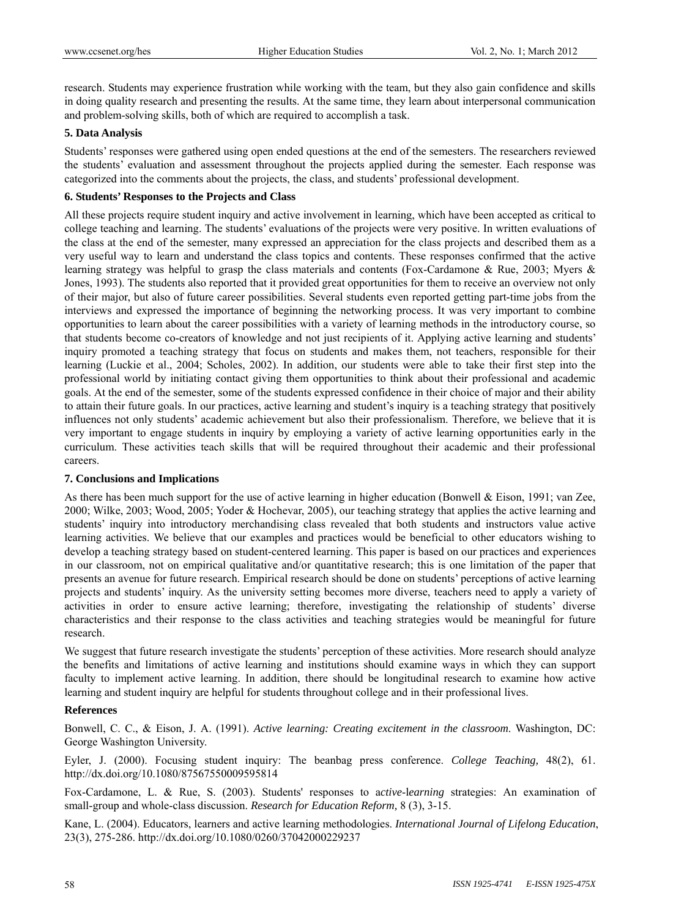research. Students may experience frustration while working with the team, but they also gain confidence and skills in doing quality research and presenting the results. At the same time, they learn about interpersonal communication and problem-solving skills, both of which are required to accomplish a task.

## 5. Data Analysis

Students' responses were gathered using open ended questions at the end of the semesters. The researchers reviewed the students' evaluation and assessment throughout the projects applied during the semester. Each response was categorized into the comments about the projects, the class, and students' professional development.

## 6. Students' Responses to the Projects and Class

All these projects require student inquiry and active involvement in learning, which have been accepted as critical to college teaching and learning. The students' evaluations of the projects were very positive. In written evaluations of the class at the end of the semester, many expressed an appreciation for the class projects and described them as a very useful way to learn and understand the class topics and contents. These responses confirmed that the active learning strategy was helpful to grasp the class materials and contents (Fox-Cardamone & Rue, 2003; Myers & Jones, 1993). The students also reported that it provided great opportunities for them to receive an overview not only of their major, but also of future career possibilities. Several students even reported getting part-time jobs from the interviews and expressed the importance of beginning the networking process. It was very important to combine opportunities to learn about the career possibilities with a variety of learning methods in the introductory course, so that students become co-creators of knowledge and not just recipients of it. Applying active learning and students' inquiry promoted a teaching strategy that focus on students and makes them, not teachers, responsible for their learning (Luckie et al., 2004; Scholes, 2002). In addition, our students were able to take their first step into the professional world by initiating contact giving them opportunities to think about their professional and academic goals. At the end of the semester, some of the students expressed confidence in their choice of major and their ability to attain their future goals. In our practices, active learning and student's inquiry is a teaching strategy that positively influences not only students' academic achievement but also their professionalism. Therefore, we believe that it is very important to engage students in inquiry by employing a variety of active learning opportunities early in the curriculum. These activities teach skills that will be required throughout their academic and their professional careers.

## 7. Conclusions and Implications

As there has been much support for the use of active learning in higher education (Bonwell & Eison, 1991; van Zee, 2000; Wilke, 2003; Wood, 2005; Yoder & Hochevar, 2005), our teaching strategy that applies the active learning and students' inquiry into introductory merchandising class revealed that both students and instructors value active learning activities. We believe that our examples and practices would be beneficial to other educators wishing to develop a teaching strategy based on student-centered learning. This paper is based on our practices and experiences in our classroom, not on empirical qualitative and/or quantitative research; this is one limitation of the paper that presents an avenue for future research. Empirical research should be done on students' perceptions of active learning projects and students' inquiry. As the university setting becomes more diverse, teachers need to apply a variety of activities in order to ensure active learning; therefore, investigating the relationship of students' diverse characteristics and their response to the class activities and teaching strategies would be meaningful for future research.

We suggest that future research investigate the students' perception of these activities. More research should analyze the benefits and limitations of active learning and institutions should examine ways in which they can support faculty to implement active learning. In addition, there should be longitudinal research to examine how active learning and student inquiry are helpful for students throughout college and in their professional lives.

## References

Bonwell, C. C., & Eison, J. A. (1991). *Active learning: Creating excitement in the classroom*. Washington, DC: George Washington University.

Eyler, J. (2000). Focusing student inquiry: The beanbag press conference. *College Teaching,* 48(2), 61. http://dx.doi.org/10.1080/87567550009595814

Fox-Cardamone, L. & Rue, S. (2003). Students' responses to a*ctive-learning* strategies: An examination of small-group and whole-class discussion. *Research for Education Reform,* 8 (3), 3-15.

Kane, L. (2004). Educators, learners and active learning methodologies. *International Journal of Lifelong Education*, 23(3), 275-286. http://dx.doi.org/10.1080/0260/37042000229237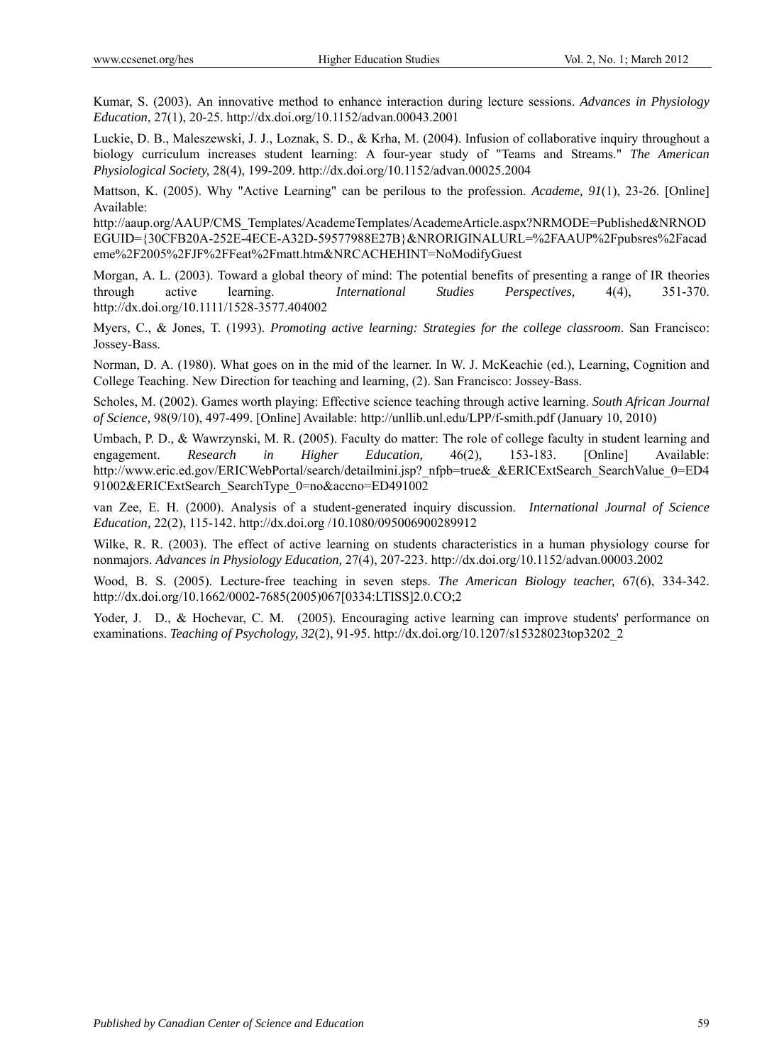Kumar, S. (2003). An innovative method to enhance interaction during lecture sessions. *Advances in Physiology Education*, 27(1), 20-25. http://dx.doi.org/10.1152/advan.00043.2001

Luckie, D. B., Maleszewski, J. J., Loznak, S. D., & Krha, M. (2004). Infusion of collaborative inquiry throughout a biology curriculum increases student learning: A four-year study of "Teams and Streams." *The American Physiological Society,* 28(4), 199-209. http://dx.doi.org/10.1152/advan.00025.2004

Mattson, K. (2005). Why "Active Learning" can be perilous to the profession. *Academe, 91*(1), 23-26. [Online] Available: http://aaup.org/AAUP/CMS_Templates/AcademeTemplates/AcademeArticle.aspx?NRMODE=Published&NRNODEGUID={30CFB20A-252E-4ECE-A32D-59577988E27B}&NRORIGINALURL=%2FAAUP%2Fpubsres%2Facademe%2F2005%2FJF%2FFeat%2Fmatt.htm&NRCACHEHINT=NoModifyGuest

Morgan, A. L. (2003). Toward a global theory of mind: The potential benefits of presenting a range of IR theories through active learning. *International Studies Perspectives,* 4(4), 351-370. http://dx.doi.org/10.1111/1528-3577.404002

Myers, C., & Jones, T. (1993). *Promoting active learning: Strategies for the college classroom*. San Francisco: Jossey-Bass.

Norman, D. A. (1980). What goes on in the mid of the learner. In W. J. McKeachie (ed.), Learning, Cognition and College Teaching. New Direction for teaching and learning, (2). San Francisco: Jossey-Bass.

Scholes, M. (2002). Games worth playing: Effective science teaching through active learning. *South African Journal of Science,* 98(9/10), 497-499. [Online] Available: http://unllib.unl.edu/LPP/f-smith.pdf (January 10, 2010)

Umbach, P. D., & Wawrzynski, M. R. (2005). Faculty do matter: The role of college faculty in student learning and engagement. *Research in Higher Education,* 46(2), 153-183. [Online] Available: http://www.eric.ed.gov/ERICWebPortal/search/detailmini.jsp?_nfpb=true&_&ERICExtSearch_SearchValue_0=ED491002&ERICExtSearch_SearchType_0=no&accno=ED491002

van Zee, E. H. (2000). Analysis of a student-generated inquiry discussion. *International Journal of Science Education,* 22(2), 115-142. http://dx.doi.org /10.1080/095006900289912

Wilke, R. R. (2003). The effect of active learning on students characteristics in a human physiology course for nonmajors. *Advances in Physiology Education,* 27(4), 207-223. http://dx.doi.org/10.1152/advan.00003.2002

Wood, B. S. (2005). Lecture-free teaching in seven steps. *The American Biology teacher,* 67(6), 334-342. http://dx.doi.org/10.1662/0002-7685(2005)067[0334:LTISS]2.0.CO;2

Yoder, J. D., & Hochevar, C. M. (2005). Encouraging active learning can improve students' performance on examinations. *Teaching of Psychology, 32*(2), 91-95. http://dx.doi.org/10.1207/s15328023top3202_2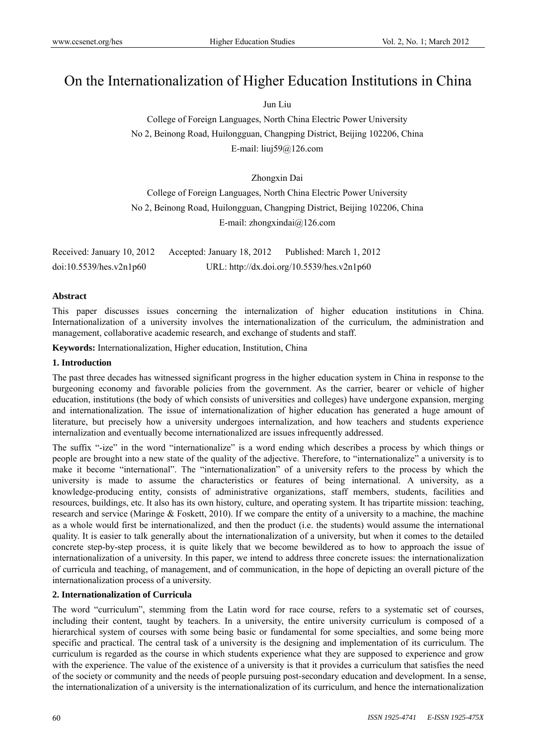# On the Internationalization of Higher Education Institutions in China

Jun Liu

College of Foreign Languages, North China Electric Power University

No 2, Beinong Road, Huilongguan, Changping District, Beijing 102206, China

E-mail: liuj59@126.com

Zhongxin Dai

College of Foreign Languages, North China Electric Power University

No 2, Beinong Road, Huilongguan, Changping District, Beijing 102206, China

E-mail: zhongxindai@126.com

Received: January 10, 2012 Accepted: January 18, 2012 Published: March 1, 2012

doi:10.5539/hes.v2n1p60 URL: http://dx.doi.org/10.5539/hes.v2n1p60

**Abstract**

This paper discusses issues concerning the internalization of higher education institutions in China. Internationalization of a university involves the internationalization of the curriculum, the administration and management, collaborative academic research, and exchange of students and staff.

**Keywords:** Internationalization, Higher education, Institution, China

## 1. Introduction

The past three decades has witnessed significant progress in the higher education system in China in response to the burgeoning economy and favorable policies from the government. As the carrier, bearer or vehicle of higher education, institutions (the body of which consists of universities and colleges) have undergone expansion, merging and internationalization. The issue of internationalization of higher education has generated a huge amount of literature, but precisely how a university undergoes internalization, and how teachers and students experience internalization and eventually become internationalized are issues infrequently addressed.

The suffix "-ize" in the word "internationalize" is a word ending which describes a process by which things or people are brought into a new state of the quality of the adjective. Therefore, to "internationalize" a university is to make it become "international". The "internationalization" of a university refers to the process by which the university is made to assume the characteristics or features of being international. A university, as a knowledge-producing entity, consists of administrative organizations, staff members, students, facilities and resources, buildings, etc. It also has its own history, culture, and operating system. It has tripartite mission: teaching, research and service (Maringe & Foskett, 2010). If we compare the entity of a university to a machine, the machine as a whole would first be internationalized, and then the product (i.e. the students) would assume the international quality. It is easier to talk generally about the internationalization of a university, but when it comes to the detailed concrete step-by-step process, it is quite likely that we become bewildered as to how to approach the issue of internationalization of a university. In this paper, we intend to address three concrete issues: the internationalization of curricula and teaching, of management, and of communication, in the hope of depicting an overall picture of the internationalization process of a university.

## 2. Internationalization of Curricula

The word "curriculum", stemming from the Latin word for race course, refers to a systematic set of courses, including their content, taught by teachers. In a university, the entire university curriculum is composed of a hierarchical system of courses with some being basic or fundamental for some specialties, and some being more specific and practical. The central task of a university is the designing and implementation of its curriculum. The curriculum is regarded as the course in which students experience what they are supposed to experience and grow with the experience. The value of the existence of a university is that it provides a curriculum that satisfies the need of the society or community and the needs of people pursuing post-secondary education and development. In a sense, the internationalization of a university is the internationalization of its curriculum, and hence the internationalization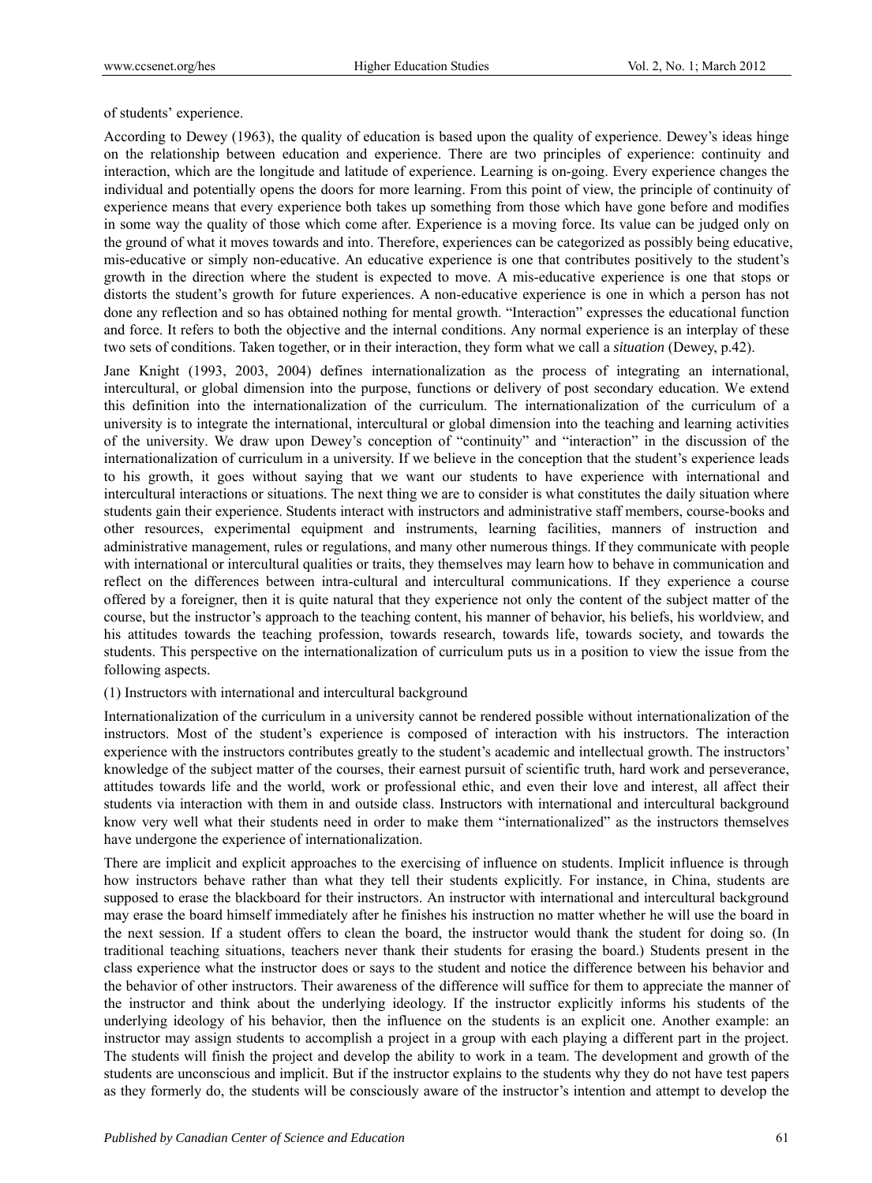of students' experience.

According to Dewey (1963), the quality of education is based upon the quality of experience. Dewey's ideas hinge on the relationship between education and experience. There are two principles of experience: continuity and interaction, which are the longitude and latitude of experience. Learning is on-going. Every experience changes the individual and potentially opens the doors for more learning. From this point of view, the principle of continuity of experience means that every experience both takes up something from those which have gone before and modifies in some way the quality of those which come after. Experience is a moving force. Its value can be judged only on the ground of what it moves towards and into. Therefore, experiences can be categorized as possibly being educative, mis-educative or simply non-educative. An educative experience is one that contributes positively to the student's growth in the direction where the student is expected to move. A mis-educative experience is one that stops or distorts the student's growth for future experiences. A non-educative experience is one in which a person has not done any reflection and so has obtained nothing for mental growth. "Interaction" expresses the educational function and force. It refers to both the objective and the internal conditions. Any normal experience is an interplay of these two sets of conditions. Taken together, or in their interaction, they form what we call a *situation* (Dewey, p.42).

Jane Knight (1993, 2003, 2004) defines internationalization as the process of integrating an international, intercultural, or global dimension into the purpose, functions or delivery of post secondary education. We extend this definition into the internationalization of the curriculum. The internationalization of the curriculum of a university is to integrate the international, intercultural or global dimension into the teaching and learning activities of the university. We draw upon Dewey's conception of "continuity" and "interaction" in the discussion of the internationalization of curriculum in a university. If we believe in the conception that the student's experience leads to his growth, it goes without saying that we want our students to have experience with international and intercultural interactions or situations. The next thing we are to consider is what constitutes the daily situation where students gain their experience. Students interact with instructors and administrative staff members, course-books and other resources, experimental equipment and instruments, learning facilities, manners of instruction and administrative management, rules or regulations, and many other numerous things. If they communicate with people with international or intercultural qualities or traits, they themselves may learn how to behave in communication and reflect on the differences between intra-cultural and intercultural communications. If they experience a course offered by a foreigner, then it is quite natural that they experience not only the content of the subject matter of the course, but the instructor's approach to the teaching content, his manner of behavior, his beliefs, his worldview, and his attitudes towards the teaching profession, towards research, towards life, towards society, and towards the students. This perspective on the internationalization of curriculum puts us in a position to view the issue from the following aspects.

(1) Instructors with international and intercultural background

Internationalization of the curriculum in a university cannot be rendered possible without internationalization of the instructors. Most of the student's experience is composed of interaction with his instructors. The interaction experience with the instructors contributes greatly to the student's academic and intellectual growth. The instructors' knowledge of the subject matter of the courses, their earnest pursuit of scientific truth, hard work and perseverance, attitudes towards life and the world, work or professional ethic, and even their love and interest, all affect their students via interaction with them in and outside class. Instructors with international and intercultural background know very well what their students need in order to make them "internationalized" as the instructors themselves have undergone the experience of internationalization.

There are implicit and explicit approaches to the exercising of influence on students. Implicit influence is through how instructors behave rather than what they tell their students explicitly. For instance, in China, students are supposed to erase the blackboard for their instructors. An instructor with international and intercultural background may erase the board himself immediately after he finishes his instruction no matter whether he will use the board in the next session. If a student offers to clean the board, the instructor would thank the student for doing so. (In traditional teaching situations, teachers never thank their students for erasing the board.) Students present in the class experience what the instructor does or says to the student and notice the difference between his behavior and the behavior of other instructors. Their awareness of the difference will suffice for them to appreciate the manner of the instructor and think about the underlying ideology. If the instructor explicitly informs his students of the underlying ideology of his behavior, then the influence on the students is an explicit one. Another example: an instructor may assign students to accomplish a project in a group with each playing a different part in the project. The students will finish the project and develop the ability to work in a team. The development and growth of the students are unconscious and implicit. But if the instructor explains to the students why they do not have test papers as they formerly do, the students will be consciously aware of the instructor's intention and attempt to develop the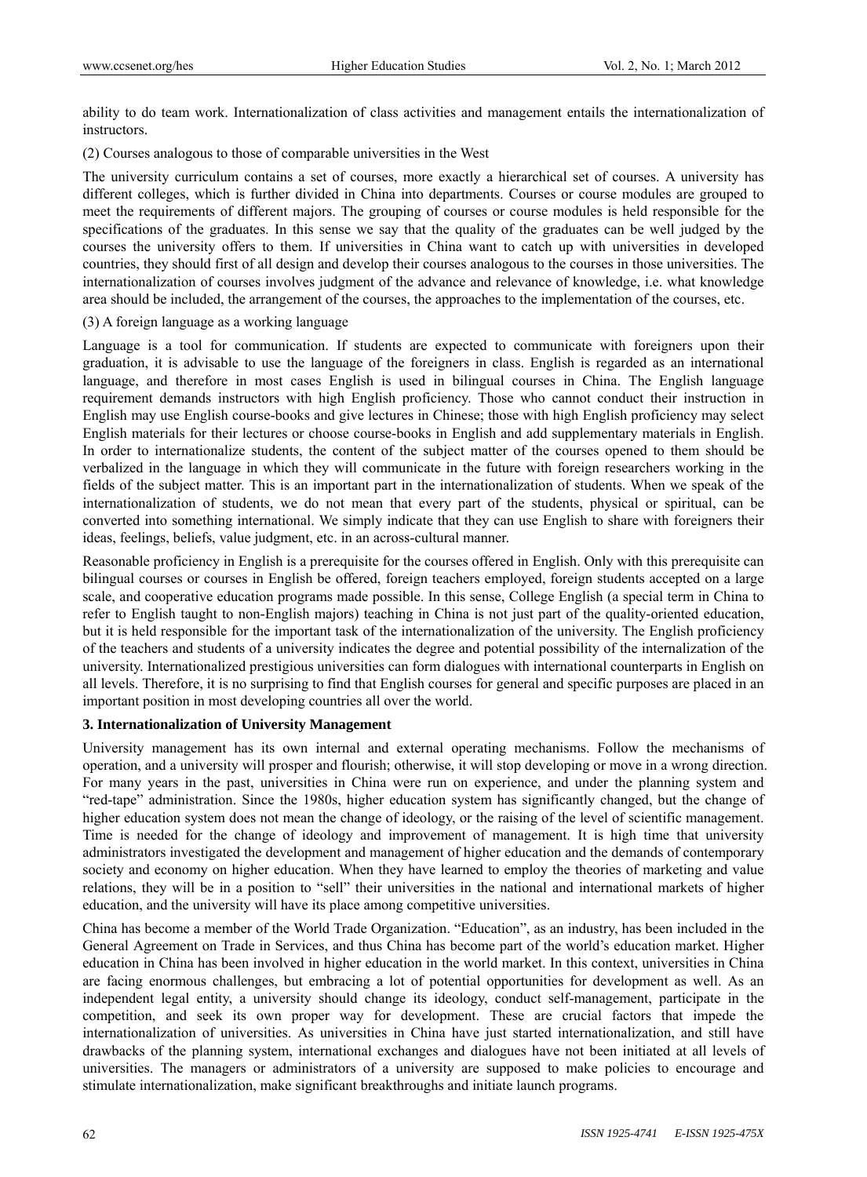ability to do team work. Internationalization of class activities and management entails the internationalization of instructors.

(2) Courses analogous to those of comparable universities in the West

The university curriculum contains a set of courses, more exactly a hierarchical set of courses. A university has different colleges, which is further divided in China into departments. Courses or course modules are grouped to meet the requirements of different majors. The grouping of courses or course modules is held responsible for the specifications of the graduates. In this sense we say that the quality of the graduates can be well judged by the courses the university offers to them. If universities in China want to catch up with universities in developed countries, they should first of all design and develop their courses analogous to the courses in those universities. The internationalization of courses involves judgment of the advance and relevance of knowledge, i.e. what knowledge area should be included, the arrangement of the courses, the approaches to the implementation of the courses, etc.

(3) A foreign language as a working language

Language is a tool for communication. If students are expected to communicate with foreigners upon their graduation, it is advisable to use the language of the foreigners in class. English is regarded as an international language, and therefore in most cases English is used in bilingual courses in China. The English language requirement demands instructors with high English proficiency. Those who cannot conduct their instruction in English may use English course-books and give lectures in Chinese; those with high English proficiency may select English materials for their lectures or choose course-books in English and add supplementary materials in English. In order to internationalize students, the content of the subject matter of the courses opened to them should be verbalized in the language in which they will communicate in the future with foreign researchers working in the fields of the subject matter. This is an important part in the internationalization of students. When we speak of the internationalization of students, we do not mean that every part of the students, physical or spiritual, can be converted into something international. We simply indicate that they can use English to share with foreigners their ideas, feelings, beliefs, value judgment, etc. in an across-cultural manner.

Reasonable proficiency in English is a prerequisite for the courses offered in English. Only with this prerequisite can bilingual courses or courses in English be offered, foreign teachers employed, foreign students accepted on a large scale, and cooperative education programs made possible. In this sense, College English (a special term in China to refer to English taught to non-English majors) teaching in China is not just part of the quality-oriented education, but it is held responsible for the important task of the internationalization of the university. The English proficiency of the teachers and students of a university indicates the degree and potential possibility of the internalization of the university. Internationalized prestigious universities can form dialogues with international counterparts in English on all levels. Therefore, it is no surprising to find that English courses for general and specific purposes are placed in an important position in most developing countries all over the world.

## 3. Internationalization of University Management

University management has its own internal and external operating mechanisms. Follow the mechanisms of operation, and a university will prosper and flourish; otherwise, it will stop developing or move in a wrong direction. For many years in the past, universities in China were run on experience, and under the planning system and "red-tape" administration. Since the 1980s, higher education system has significantly changed, but the change of higher education system does not mean the change of ideology, or the raising of the level of scientific management. Time is needed for the change of ideology and improvement of management. It is high time that university administrators investigated the development and management of higher education and the demands of contemporary society and economy on higher education. When they have learned to employ the theories of marketing and value relations, they will be in a position to "sell" their universities in the national and international markets of higher education, and the university will have its place among competitive universities.

China has become a member of the World Trade Organization. "Education", as an industry, has been included in the General Agreement on Trade in Services, and thus China has become part of the world's education market. Higher education in China has been involved in higher education in the world market. In this context, universities in China are facing enormous challenges, but embracing a lot of potential opportunities for development as well. As an independent legal entity, a university should change its ideology, conduct self-management, participate in the competition, and seek its own proper way for development. These are crucial factors that impede the internationalization of universities. As universities in China have just started internationalization, and still have drawbacks of the planning system, international exchanges and dialogues have not been initiated at all levels of universities. The managers or administrators of a university are supposed to make policies to encourage and stimulate internationalization, make significant breakthroughs and initiate launch programs.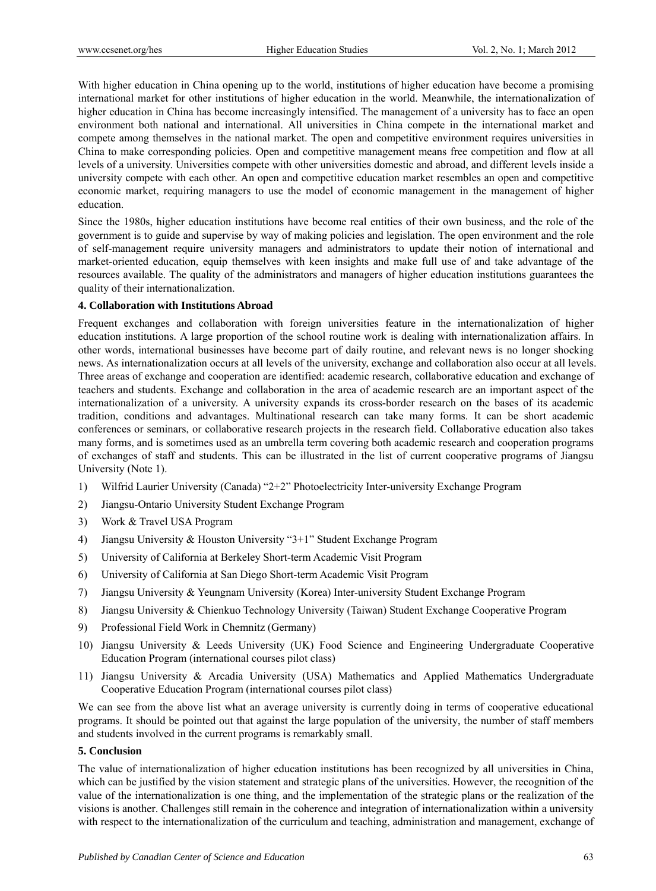With higher education in China opening up to the world, institutions of higher education have become a promising international market for other institutions of higher education in the world. Meanwhile, the internationalization of higher education in China has become increasingly intensified. The management of a university has to face an open environment both national and international. All universities in China compete in the international market and compete among themselves in the national market. The open and competitive environment requires universities in China to make corresponding policies. Open and competitive management means free competition and flow at all levels of a university. Universities compete with other universities domestic and abroad, and different levels inside a university compete with each other. An open and competitive education market resembles an open and competitive economic market, requiring managers to use the model of economic management in the management of higher education.

Since the 1980s, higher education institutions have become real entities of their own business, and the role of the government is to guide and supervise by way of making policies and legislation. The open environment and the role of self-management require university managers and administrators to update their notion of international and market-oriented education, equip themselves with keen insights and make full use of and take advantage of the resources available. The quality of the administrators and managers of higher education institutions guarantees the quality of their internationalization.

## 4. Collaboration with Institutions Abroad

Frequent exchanges and collaboration with foreign universities feature in the internationalization of higher education institutions. A large proportion of the school routine work is dealing with internationalization affairs. In other words, international businesses have become part of daily routine, and relevant news is no longer shocking news. As internationalization occurs at all levels of the university, exchange and collaboration also occur at all levels. Three areas of exchange and cooperation are identified: academic research, collaborative education and exchange of teachers and students. Exchange and collaboration in the area of academic research are an important aspect of the internationalization of a university. A university expands its cross-border research on the bases of its academic tradition, conditions and advantages. Multinational research can take many forms. It can be short academic conferences or seminars, or collaborative research projects in the research field. Collaborative education also takes many forms, and is sometimes used as an umbrella term covering both academic research and cooperation programs of exchanges of staff and students. This can be illustrated in the list of current cooperative programs of Jiangsu University (Note 1).

1) Wilfrid Laurier University (Canada) "2+2" Photoelectricity Inter-university Exchange Program
2) Jiangsu-Ontario University Student Exchange Program
3) Work & Travel USA Program
4) Jiangsu University & Houston University "3+1" Student Exchange Program
5) University of California at Berkeley Short-term Academic Visit Program
6) University of California at San Diego Short-term Academic Visit Program
7) Jiangsu University & Yeungnam University (Korea) Inter-university Student Exchange Program
8) Jiangsu University & Chienkuo Technology University (Taiwan) Student Exchange Cooperative Program
9) Professional Field Work in Chemnitz (Germany)
10) Jiangsu University & Leeds University (UK) Food Science and Engineering Undergraduate Cooperative Education Program (international courses pilot class)
11) Jiangsu University & Arcadia University (USA) Mathematics and Applied Mathematics Undergraduate Cooperative Education Program (international courses pilot class)

We can see from the above list what an average university is currently doing in terms of cooperative educational programs. It should be pointed out that against the large population of the university, the number of staff members and students involved in the current programs is remarkably small.

## 5. Conclusion

The value of internationalization of higher education institutions has been recognized by all universities in China, which can be justified by the vision statement and strategic plans of the universities. However, the recognition of the value of the internationalization is one thing, and the implementation of the strategic plans or the realization of the visions is another. Challenges still remain in the coherence and integration of internationalization within a university with respect to the internationalization of the curriculum and teaching, administration and management, exchange of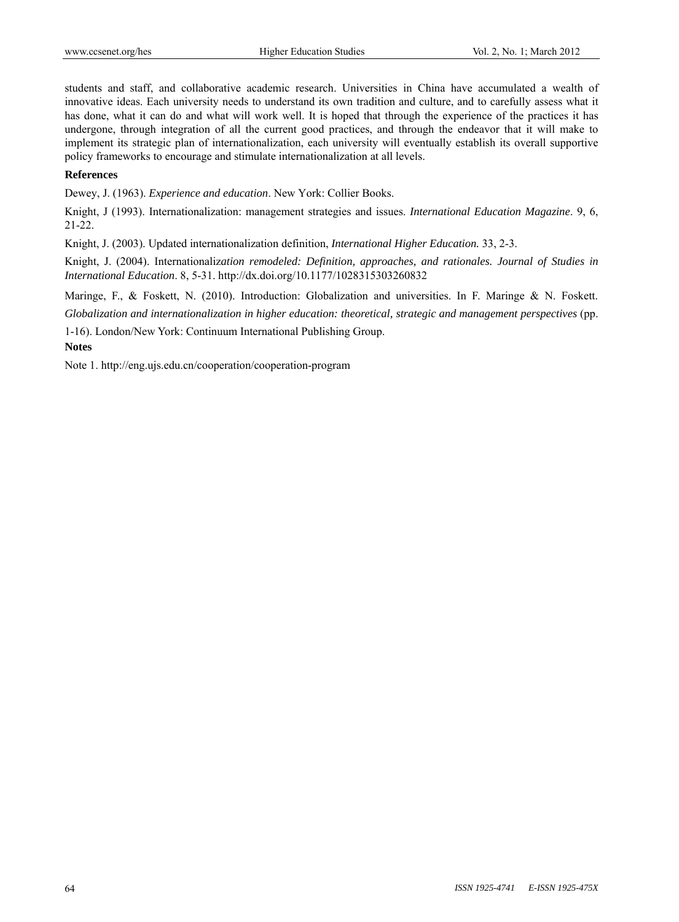students and staff, and collaborative academic research. Universities in China have accumulated a wealth of innovative ideas. Each university needs to understand its own tradition and culture, and to carefully assess what it has done, what it can do and what will work well. It is hoped that through the experience of the practices it has undergone, through integration of all the current good practices, and through the endeavor that it will make to implement its strategic plan of internationalization, each university will eventually establish its overall supportive policy frameworks to encourage and stimulate internationalization at all levels.

**References**

Dewey, J. (1963). *Experience and education*. New York: Collier Books.

Knight, J (1993). Internationalization: management strategies and issues. *International Education Magazine*. 9, 6, 21-22.

Knight, J. (2003). Updated internationalization definition, *International Higher Education.* 33, 2-3.

Knight, J. (2004). Internationaliz*ation remodeled: Definition, approaches, and rationales. Journal of Studies in International Education*. 8, 5-31. http://dx.doi.org/10.1177/1028315303260832

Maringe, F., & Foskett, N. (2010). Introduction: Globalization and universities. In F. Maringe & N. Foskett. *Globalization and internationalization in higher education: theoretical, strategic and management perspectives* (pp. 1-16). London/New York: Continuum International Publishing Group.

**Notes**

Note 1. http://eng.ujs.edu.cn/cooperation/cooperation-program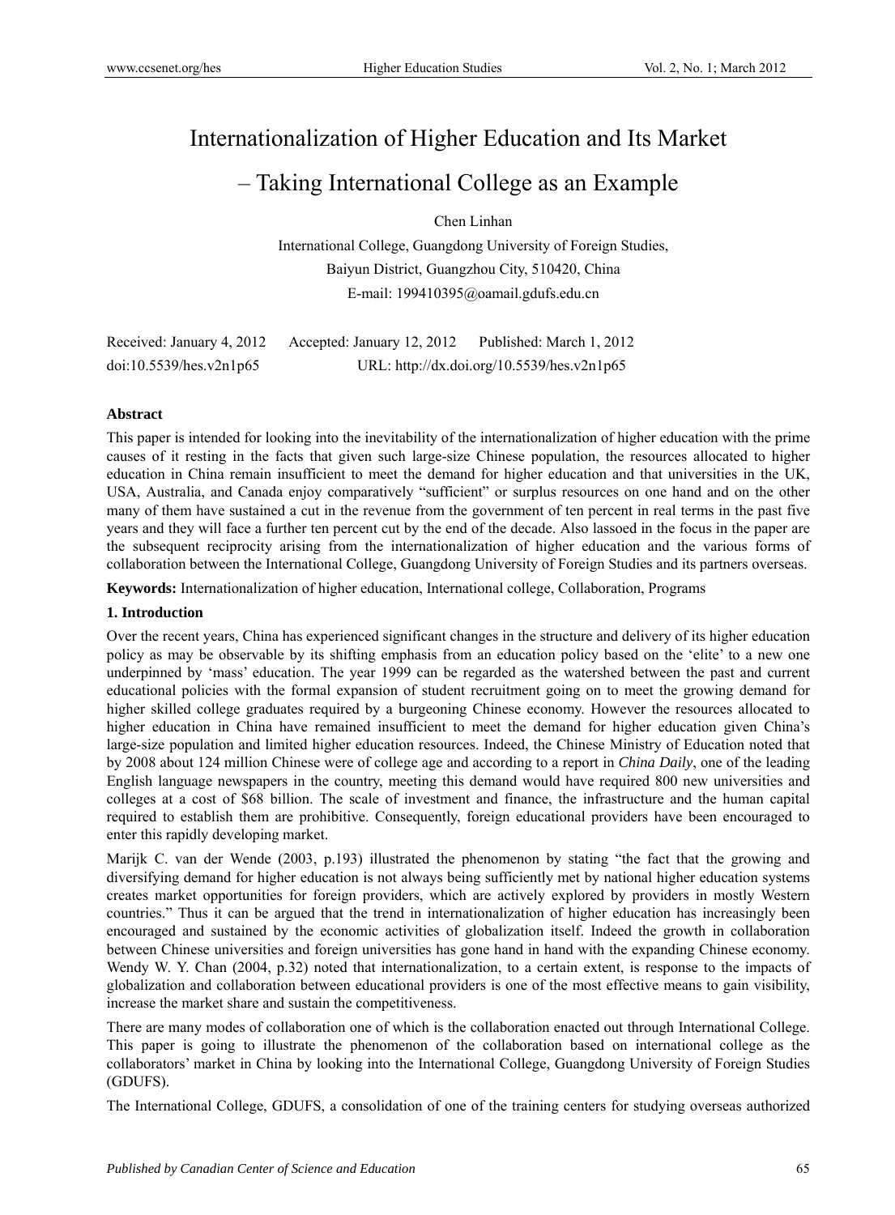# Internationalization of Higher Education and Its Market – Taking International College as an Example

Chen Linhan

International College, Guangdong University of Foreign Studies,

Baiyun District, Guangzhou City, 510420, China

E-mail: 199410395@oamail.gdufs.edu.cn

Received: January 4, 2012 Accepted: January 12, 2012 Published: March 1, 2012

doi:10.5539/hes.v2n1p65 URL: http://dx.doi.org/10.5539/hes.v2n1p65

**Abstract**

This paper is intended for looking into the inevitability of the internationalization of higher education with the prime causes of it resting in the facts that given such large-size Chinese population, the resources allocated to higher education in China remain insufficient to meet the demand for higher education and that universities in the UK, USA, Australia, and Canada enjoy comparatively "sufficient" or surplus resources on one hand and on the other many of them have sustained a cut in the revenue from the government of ten percent in real terms in the past five years and they will face a further ten percent cut by the end of the decade. Also lassoed in the focus in the paper are the subsequent reciprocity arising from the internationalization of higher education and the various forms of collaboration between the International College, Guangdong University of Foreign Studies and its partners overseas.

**Keywords:** Internationalization of higher education, International college, Collaboration, Programs

## 1. Introduction

Over the recent years, China has experienced significant changes in the structure and delivery of its higher education policy as may be observable by its shifting emphasis from an education policy based on the 'elite' to a new one underpinned by 'mass' education. The year 1999 can be regarded as the watershed between the past and current educational policies with the formal expansion of student recruitment going on to meet the growing demand for higher skilled college graduates required by a burgeoning Chinese economy. However the resources allocated to higher education in China have remained insufficient to meet the demand for higher education given China's large-size population and limited higher education resources. Indeed, the Chinese Ministry of Education noted that by 2008 about 124 million Chinese were of college age and according to a report in *China Daily*, one of the leading English language newspapers in the country, meeting this demand would have required 800 new universities and colleges at a cost of \$68 billion. The scale of investment and finance, the infrastructure and the human capital required to establish them are prohibitive. Consequently, foreign educational providers have been encouraged to enter this rapidly developing market.

Marijk C. van der Wende (2003, p.193) illustrated the phenomenon by stating "the fact that the growing and diversifying demand for higher education is not always being sufficiently met by national higher education systems creates market opportunities for foreign providers, which are actively explored by providers in mostly Western countries." Thus it can be argued that the trend in internationalization of higher education has increasingly been encouraged and sustained by the economic activities of globalization itself. Indeed the growth in collaboration between Chinese universities and foreign universities has gone hand in hand with the expanding Chinese economy. Wendy W. Y. Chan (2004, p.32) noted that internationalization, to a certain extent, is response to the impacts of globalization and collaboration between educational providers is one of the most effective means to gain visibility, increase the market share and sustain the competitiveness.

There are many modes of collaboration one of which is the collaboration enacted out through International College. This paper is going to illustrate the phenomenon of the collaboration based on international college as the collaborators' market in China by looking into the International College, Guangdong University of Foreign Studies (GDUFS).

The International College, GDUFS, a consolidation of one of the training centers for studying overseas authorized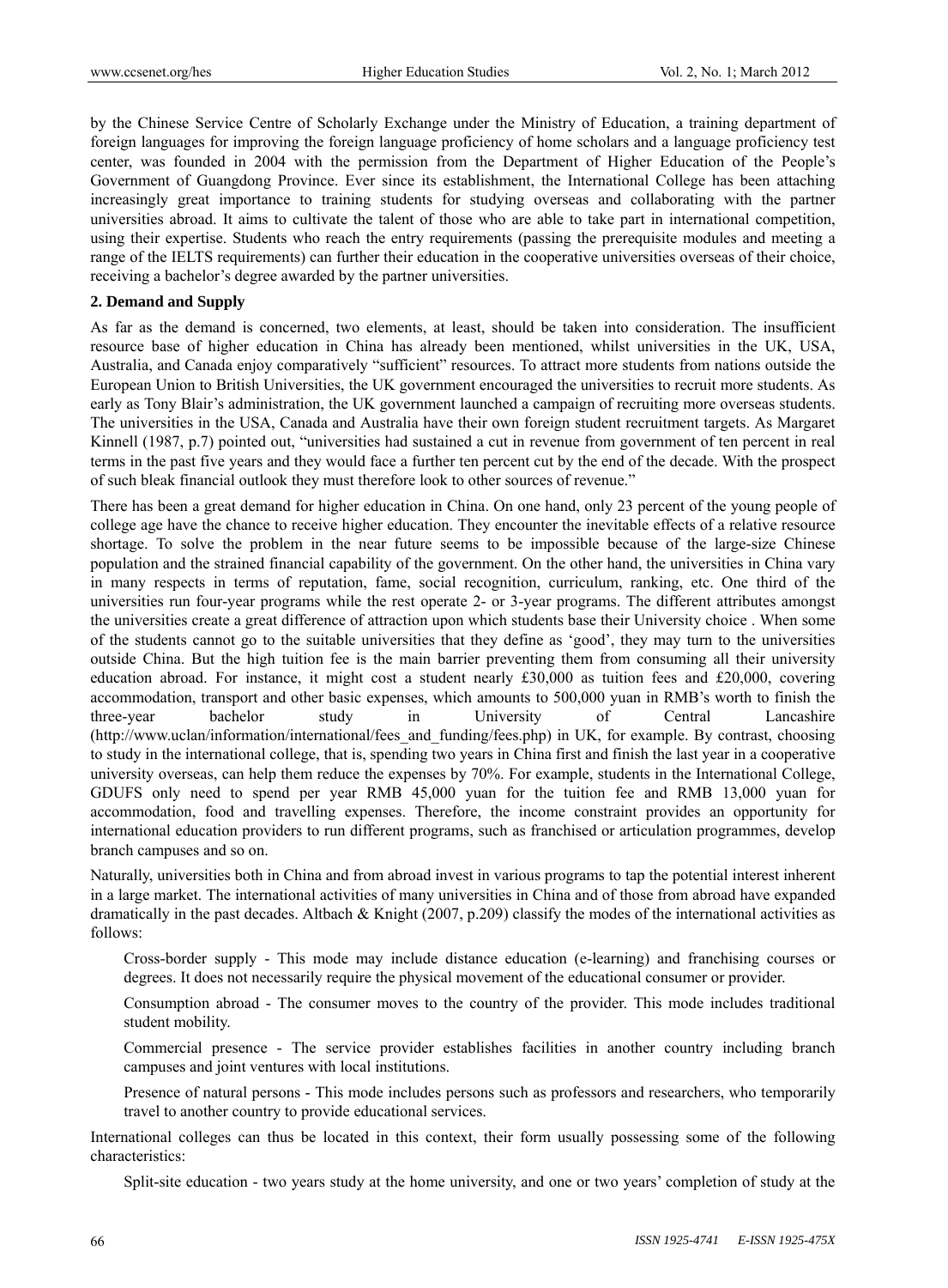by the Chinese Service Centre of Scholarly Exchange under the Ministry of Education, a training department of foreign languages for improving the foreign language proficiency of home scholars and a language proficiency test center, was founded in 2004 with the permission from the Department of Higher Education of the People's Government of Guangdong Province. Ever since its establishment, the International College has been attaching increasingly great importance to training students for studying overseas and collaborating with the partner universities abroad. It aims to cultivate the talent of those who are able to take part in international competition, using their expertise. Students who reach the entry requirements (passing the prerequisite modules and meeting a range of the IELTS requirements) can further their education in the cooperative universities overseas of their choice, receiving a bachelor's degree awarded by the partner universities.

## 2. Demand and Supply

As far as the demand is concerned, two elements, at least, should be taken into consideration. The insufficient resource base of higher education in China has already been mentioned, whilst universities in the UK, USA, Australia, and Canada enjoy comparatively "sufficient" resources. To attract more students from nations outside the European Union to British Universities, the UK government encouraged the universities to recruit more students. As early as Tony Blair's administration, the UK government launched a campaign of recruiting more overseas students. The universities in the USA, Canada and Australia have their own foreign student recruitment targets. As Margaret Kinnell (1987, p.7) pointed out, "universities had sustained a cut in revenue from government of ten percent in real terms in the past five years and they would face a further ten percent cut by the end of the decade. With the prospect of such bleak financial outlook they must therefore look to other sources of revenue."

There has been a great demand for higher education in China. On one hand, only 23 percent of the young people of college age have the chance to receive higher education. They encounter the inevitable effects of a relative resource shortage. To solve the problem in the near future seems to be impossible because of the large-size Chinese population and the strained financial capability of the government. On the other hand, the universities in China vary in many respects in terms of reputation, fame, social recognition, curriculum, ranking, etc. One third of the universities run four-year programs while the rest operate 2- or 3-year programs. The different attributes amongst the universities create a great difference of attraction upon which students base their University choice . When some of the students cannot go to the suitable universities that they define as 'good', they may turn to the universities outside China. But the high tuition fee is the main barrier preventing them from consuming all their university education abroad. For instance, it might cost a student nearly £30,000 as tuition fees and £20,000, covering accommodation, transport and other basic expenses, which amounts to 500,000 yuan in RMB's worth to finish the three-year bachelor study in University of Central Lancashire (http://www.uclan/information/international/fees_and_funding/fees.php) in UK, for example. By contrast, choosing to study in the international college, that is, spending two years in China first and finish the last year in a cooperative university overseas, can help them reduce the expenses by 70%. For example, students in the International College, GDUFS only need to spend per year RMB 45,000 yuan for the tuition fee and RMB 13,000 yuan for accommodation, food and travelling expenses. Therefore, the income constraint provides an opportunity for international education providers to run different programs, such as franchised or articulation programmes, develop branch campuses and so on.

Naturally, universities both in China and from abroad invest in various programs to tap the potential interest inherent in a large market. The international activities of many universities in China and of those from abroad have expanded dramatically in the past decades. Altbach & Knight (2007, p.209) classify the modes of the international activities as follows:

Cross-border supply - This mode may include distance education (e-learning) and franchising courses or degrees. It does not necessarily require the physical movement of the educational consumer or provider.

Consumption abroad - The consumer moves to the country of the provider. This mode includes traditional student mobility.

Commercial presence - The service provider establishes facilities in another country including branch campuses and joint ventures with local institutions.

Presence of natural persons - This mode includes persons such as professors and researchers, who temporarily travel to another country to provide educational services.

International colleges can thus be located in this context, their form usually possessing some of the following characteristics:

Split-site education - two years study at the home university, and one or two years' completion of study at the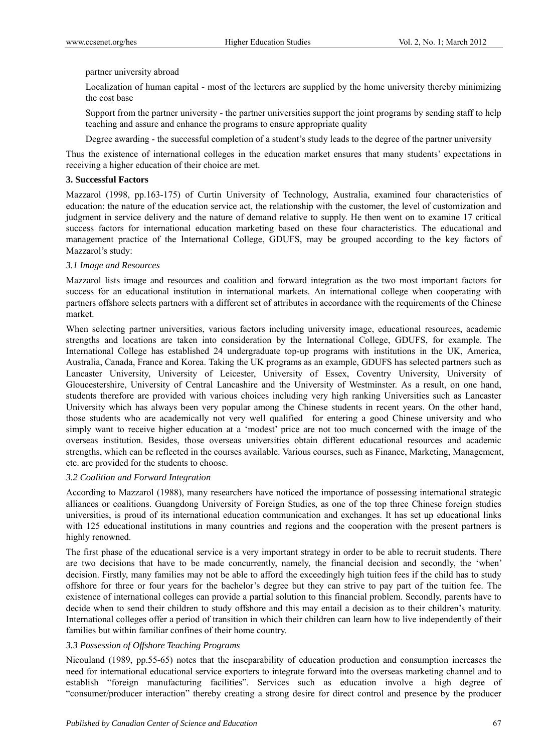partner university abroad

Localization of human capital - most of the lecturers are supplied by the home university thereby minimizing the cost base

Support from the partner university - the partner universities support the joint programs by sending staff to help teaching and assure and enhance the programs to ensure appropriate quality

Degree awarding - the successful completion of a student's study leads to the degree of the partner university

Thus the existence of international colleges in the education market ensures that many students' expectations in receiving a higher education of their choice are met.

## 3. Successful Factors

Mazzarol (1998, pp.163-175) of Curtin University of Technology, Australia, examined four characteristics of education: the nature of the education service act, the relationship with the customer, the level of customization and judgment in service delivery and the nature of demand relative to supply. He then went on to examine 17 critical success factors for international education marketing based on these four characteristics. The educational and management practice of the International College, GDUFS, may be grouped according to the key factors of Mazzarol's study:

### *3.1 Image and Resources*

Mazzarol lists image and resources and coalition and forward integration as the two most important factors for success for an educational institution in international markets. An international college when cooperating with partners offshore selects partners with a different set of attributes in accordance with the requirements of the Chinese market.

When selecting partner universities, various factors including university image, educational resources, academic strengths and locations are taken into consideration by the International College, GDUFS, for example. The International College has established 24 undergraduate top-up programs with institutions in the UK, America, Australia, Canada, France and Korea. Taking the UK programs as an example, GDUFS has selected partners such as Lancaster University, University of Leicester, University of Essex, Coventry University, University of Gloucestershire, University of Central Lancashire and the University of Westminster. As a result, on one hand, students therefore are provided with various choices including very high ranking Universities such as Lancaster University which has always been very popular among the Chinese students in recent years. On the other hand, those students who are academically not very well qualified for entering a good Chinese university and who simply want to receive higher education at a 'modest' price are not too much concerned with the image of the overseas institution. Besides, those overseas universities obtain different educational resources and academic strengths, which can be reflected in the courses available. Various courses, such as Finance, Marketing, Management, etc. are provided for the students to choose.

### *3.2 Coalition and Forward Integration*

According to Mazzarol (1988), many researchers have noticed the importance of possessing international strategic alliances or coalitions. Guangdong University of Foreign Studies, as one of the top three Chinese foreign studies universities, is proud of its international education communication and exchanges. It has set up educational links with 125 educational institutions in many countries and regions and the cooperation with the present partners is highly renowned.

The first phase of the educational service is a very important strategy in order to be able to recruit students. There are two decisions that have to be made concurrently, namely, the financial decision and secondly, the 'when' decision. Firstly, many families may not be able to afford the exceedingly high tuition fees if the child has to study offshore for three or four years for the bachelor's degree but they can strive to pay part of the tuition fee. The existence of international colleges can provide a partial solution to this financial problem. Secondly, parents have to decide when to send their children to study offshore and this may entail a decision as to their children's maturity. International colleges offer a period of transition in which their children can learn how to live independently of their families but within familiar confines of their home country.

### *3.3 Possession of Offshore Teaching Programs*

Nicouland (1989, pp.55-65) notes that the inseparability of education production and consumption increases the need for international educational service exporters to integrate forward into the overseas marketing channel and to establish "foreign manufacturing facilities". Services such as education involve a high degree of "consumer/producer interaction" thereby creating a strong desire for direct control and presence by the producer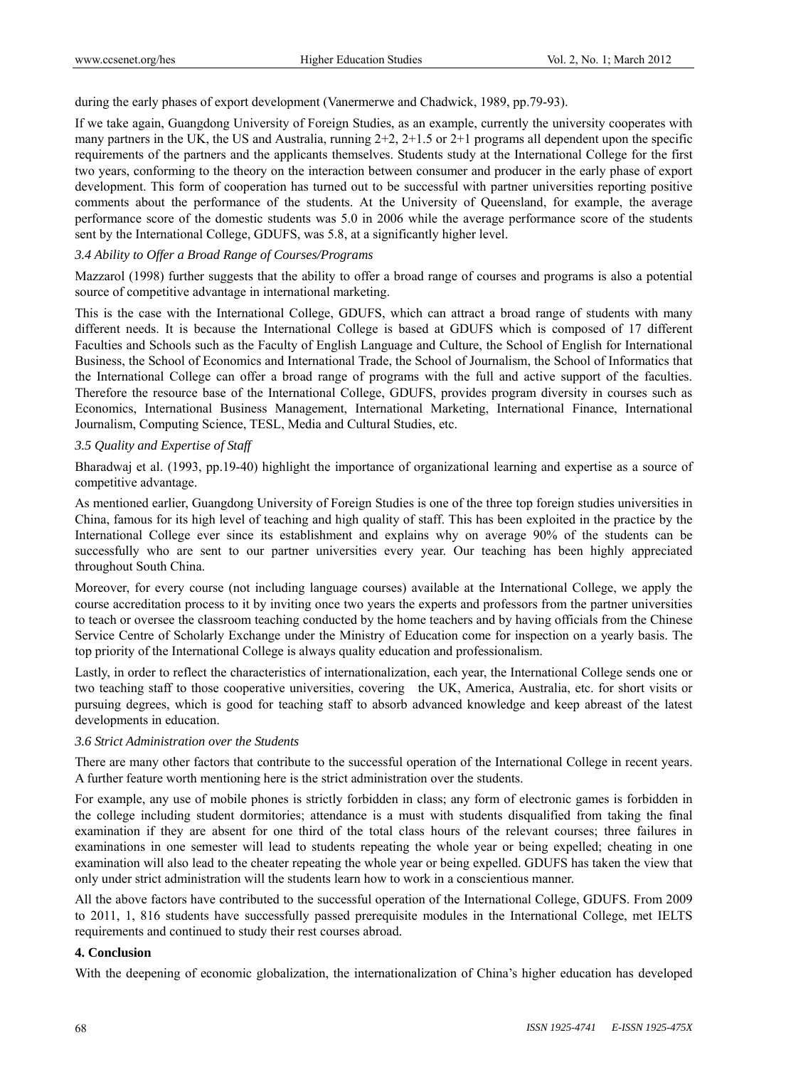during the early phases of export development (Vanermerwe and Chadwick, 1989, pp.79-93).

If we take again, Guangdong University of Foreign Studies, as an example, currently the university cooperates with many partners in the UK, the US and Australia, running 2+2, 2+1.5 or 2+1 programs all dependent upon the specific requirements of the partners and the applicants themselves. Students study at the International College for the first two years, conforming to the theory on the interaction between consumer and producer in the early phase of export development. This form of cooperation has turned out to be successful with partner universities reporting positive comments about the performance of the students. At the University of Queensland, for example, the average performance score of the domestic students was 5.0 in 2006 while the average performance score of the students sent by the International College, GDUFS, was 5.8, at a significantly higher level.

### *3.4 Ability to Offer a Broad Range of Courses/Programs*

Mazzarol (1998) further suggests that the ability to offer a broad range of courses and programs is also a potential source of competitive advantage in international marketing.

This is the case with the International College, GDUFS, which can attract a broad range of students with many different needs. It is because the International College is based at GDUFS which is composed of 17 different Faculties and Schools such as the Faculty of English Language and Culture, the School of English for International Business, the School of Economics and International Trade, the School of Journalism, the School of Informatics that the International College can offer a broad range of programs with the full and active support of the faculties. Therefore the resource base of the International College, GDUFS, provides program diversity in courses such as Economics, International Business Management, International Marketing, International Finance, International Journalism, Computing Science, TESL, Media and Cultural Studies, etc.

### *3.5 Quality and Expertise of Staff*

Bharadwaj et al. (1993, pp.19-40) highlight the importance of organizational learning and expertise as a source of competitive advantage.

As mentioned earlier, Guangdong University of Foreign Studies is one of the three top foreign studies universities in China, famous for its high level of teaching and high quality of staff. This has been exploited in the practice by the International College ever since its establishment and explains why on average 90% of the students can be successfully who are sent to our partner universities every year. Our teaching has been highly appreciated throughout South China.

Moreover, for every course (not including language courses) available at the International College, we apply the course accreditation process to it by inviting once two years the experts and professors from the partner universities to teach or oversee the classroom teaching conducted by the home teachers and by having officials from the Chinese Service Centre of Scholarly Exchange under the Ministry of Education come for inspection on a yearly basis. The top priority of the International College is always quality education and professionalism.

Lastly, in order to reflect the characteristics of internationalization, each year, the International College sends one or two teaching staff to those cooperative universities, covering the UK, America, Australia, etc. for short visits or pursuing degrees, which is good for teaching staff to absorb advanced knowledge and keep abreast of the latest developments in education.

### *3.6 Strict Administration over the Students*

There are many other factors that contribute to the successful operation of the International College in recent years. A further feature worth mentioning here is the strict administration over the students.

For example, any use of mobile phones is strictly forbidden in class; any form of electronic games is forbidden in the college including student dormitories; attendance is a must with students disqualified from taking the final examination if they are absent for one third of the total class hours of the relevant courses; three failures in examinations in one semester will lead to students repeating the whole year or being expelled; cheating in one examination will also lead to the cheater repeating the whole year or being expelled. GDUFS has taken the view that only under strict administration will the students learn how to work in a conscientious manner.

All the above factors have contributed to the successful operation of the International College, GDUFS. From 2009 to 2011, 1, 816 students have successfully passed prerequisite modules in the International College, met IELTS requirements and continued to study their rest courses abroad.

## **4. Conclusion**

With the deepening of economic globalization, the internationalization of China's higher education has developed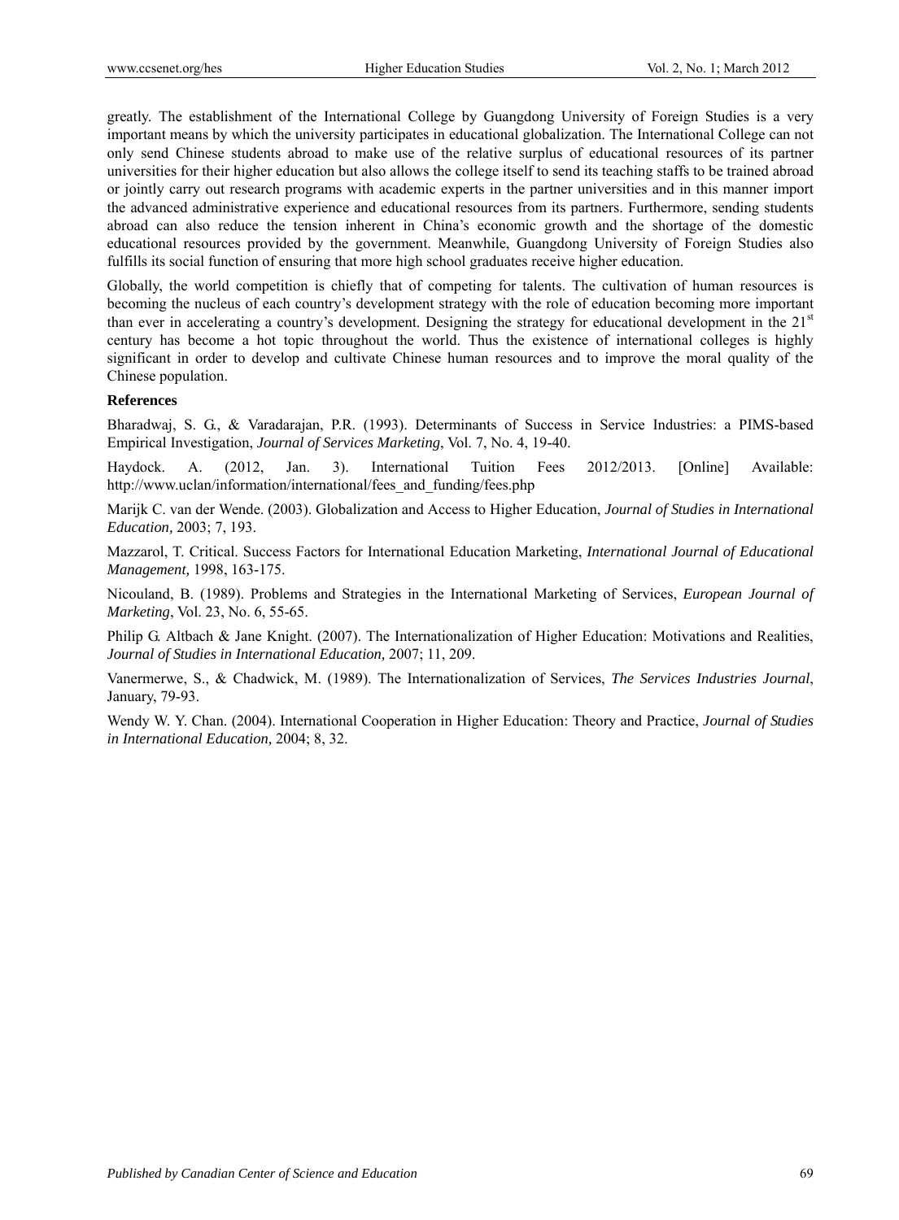greatly. The establishment of the International College by Guangdong University of Foreign Studies is a very important means by which the university participates in educational globalization. The International College can not only send Chinese students abroad to make use of the relative surplus of educational resources of its partner universities for their higher education but also allows the college itself to send its teaching staffs to be trained abroad or jointly carry out research programs with academic experts in the partner universities and in this manner import the advanced administrative experience and educational resources from its partners. Furthermore, sending students abroad can also reduce the tension inherent in China's economic growth and the shortage of the domestic educational resources provided by the government. Meanwhile, Guangdong University of Foreign Studies also fulfills its social function of ensuring that more high school graduates receive higher education.

Globally, the world competition is chiefly that of competing for talents. The cultivation of human resources is becoming the nucleus of each country's development strategy with the role of education becoming more important than ever in accelerating a country's development. Designing the strategy for educational development in the 21st century has become a hot topic throughout the world. Thus the existence of international colleges is highly significant in order to develop and cultivate Chinese human resources and to improve the moral quality of the Chinese population.

**References**

Bharadwaj, S. G., & Varadarajan, P.R. (1993). Determinants of Success in Service Industries: a PIMS-based Empirical Investigation, *Journal of Services Marketing*, Vol. 7, No. 4, 19-40.

Haydock. A. (2012, Jan. 3). International Tuition Fees 2012/2013. [Online] Available: http://www.uclan/information/international/fees_and_funding/fees.php

Marijk C. van der Wende. (2003). Globalization and Access to Higher Education, *Journal of Studies in International Education,* 2003; 7, 193.

Mazzarol, T. Critical. Success Factors for International Education Marketing, *International Journal of Educational Management,* 1998, 163-175.

Nicouland, B. (1989). Problems and Strategies in the International Marketing of Services, *European Journal of Marketing*, Vol. 23, No. 6, 55-65.

Philip G. Altbach & Jane Knight. (2007). The Internationalization of Higher Education: Motivations and Realities, *Journal of Studies in International Education,* 2007; 11, 209.

Vanermerwe, S., & Chadwick, M. (1989). The Internationalization of Services, *The Services Industries Journal*, January, 79-93.

Wendy W. Y. Chan. (2004). International Cooperation in Higher Education: Theory and Practice, *Journal of Studies in International Education,* 2004; 8, 32.